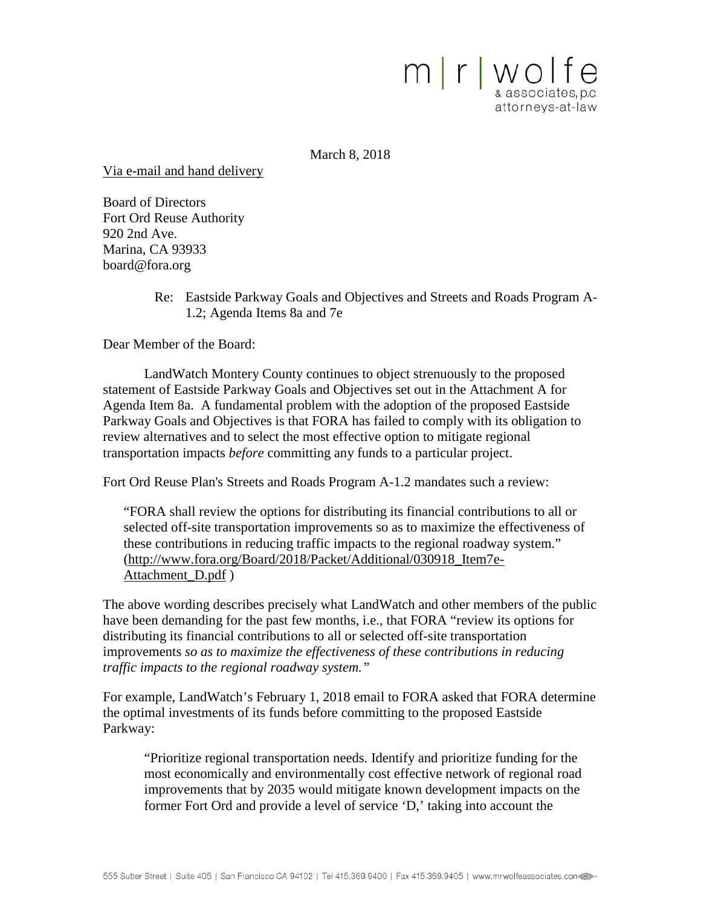m|r|wolfe
& associates, p.c.
attorneys-at-law

March 8, 2018

<u>Via e-mail and hand delivery</u>

Board of Directors
Fort Ord Reuse Authority
920 2nd Ave.
Marina, CA 93933
board@fora.org

Re: Eastside Parkway Goals and Objectives and Streets and Roads Program A-1.2; Agenda Items 8a and 7e

Dear Member of the Board:

LandWatch Montery County continues to object strenuously to the proposed statement of Eastside Parkway Goals and Objectives set out in the Attachment A for Agenda Item 8a. A fundamental problem with the adoption of the proposed Eastside Parkway Goals and Objectives is that FORA has failed to comply with its obligation to review alternatives and to select the most effective option to mitigate regional transportation impacts *before* committing any funds to a particular project.

Fort Ord Reuse Plan's Streets and Roads Program A-1.2 mandates such a review:

> "FORA shall review the options for distributing its financial contributions to all or selected off-site transportation improvements so as to maximize the effectiveness of these contributions in reducing traffic impacts to the regional roadway system." (http://www.fora.org/Board/2018/Packet/Additional/030918_Item7e-Attachment_D.pdf )

The above wording describes precisely what LandWatch and other members of the public have been demanding for the past few months, i.e., that FORA "review its options for distributing its financial contributions to all or selected off-site transportation improvements *so as to maximize the effectiveness of these contributions in reducing traffic impacts to the regional roadway system."*

For example, LandWatch's February 1, 2018 email to FORA asked that FORA determine the optimal investments of its funds before committing to the proposed Eastside Parkway:

> "Prioritize regional transportation needs. Identify and prioritize funding for the most economically and environmentally cost effective network of regional road improvements that by 2035 would mitigate known development impacts on the former Fort Ord and provide a level of service 'D,' taking into account the

555 Sutter Street | Suite 405 | San Francisco CA 94102 | Tel 415.369.9400 | Fax 415.369.9405 | www.mrwolfeassociates.com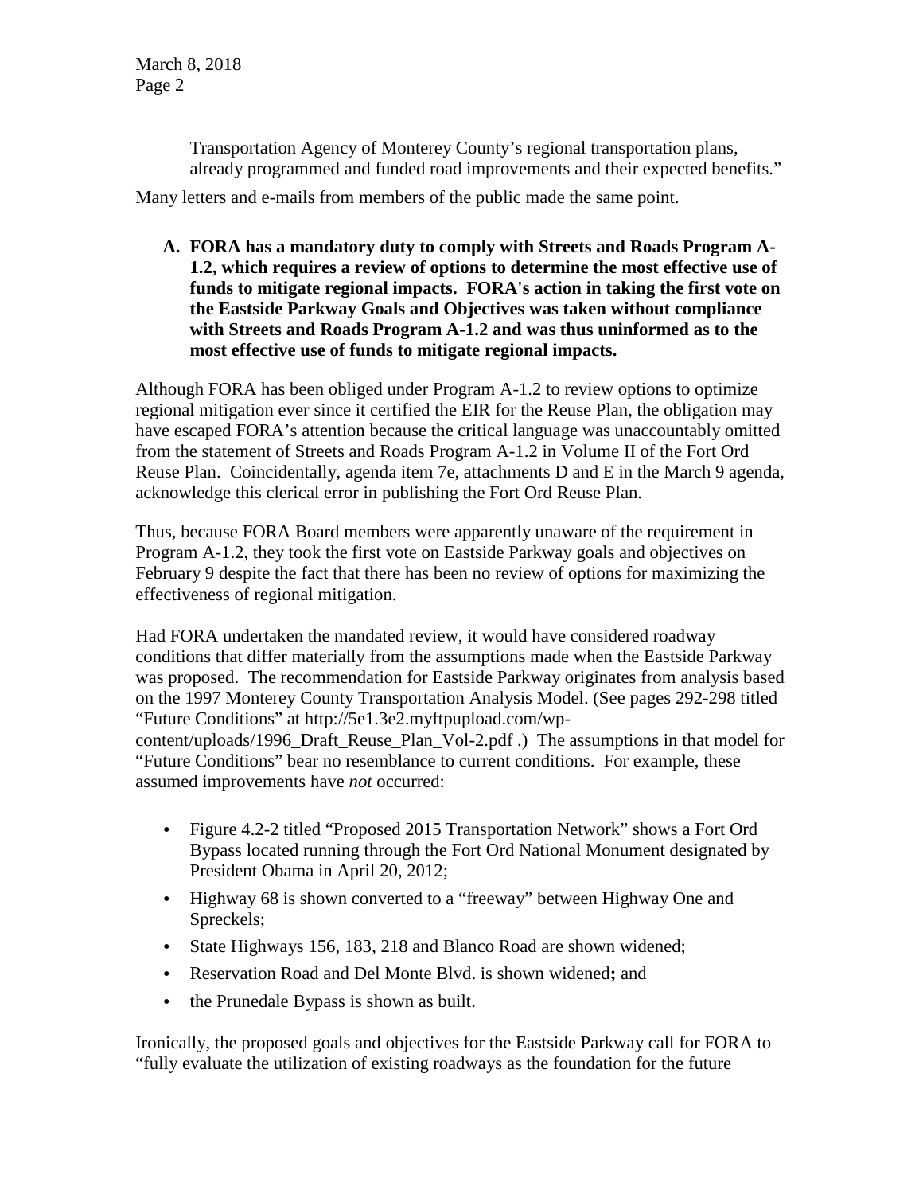Transportation Agency of Monterey County's regional transportation plans, already programmed and funded road improvements and their expected benefits."

Many letters and e-mails from members of the public made the same point.

**A. FORA has a mandatory duty to comply with Streets and Roads Program A-1.2, which requires a review of options to determine the most effective use of funds to mitigate regional impacts. FORA's action in taking the first vote on the Eastside Parkway Goals and Objectives was taken without compliance with Streets and Roads Program A-1.2 and was thus uninformed as to the most effective use of funds to mitigate regional impacts.**

Although FORA has been obliged under Program A-1.2 to review options to optimize regional mitigation ever since it certified the EIR for the Reuse Plan, the obligation may have escaped FORA's attention because the critical language was unaccountably omitted from the statement of Streets and Roads Program A-1.2 in Volume II of the Fort Ord Reuse Plan. Coincidentally, agenda item 7e, attachments D and E in the March 9 agenda, acknowledge this clerical error in publishing the Fort Ord Reuse Plan.

Thus, because FORA Board members were apparently unaware of the requirement in Program A-1.2, they took the first vote on Eastside Parkway goals and objectives on February 9 despite the fact that there has been no review of options for maximizing the effectiveness of regional mitigation.

Had FORA undertaken the mandated review, it would have considered roadway conditions that differ materially from the assumptions made when the Eastside Parkway was proposed. The recommendation for Eastside Parkway originates from analysis based on the 1997 Monterey County Transportation Analysis Model. (See pages 292-298 titled "Future Conditions" at http://5e1.3e2.myftpupload.com/wp-content/uploads/1996_Draft_Reuse_Plan_Vol-2.pdf .) The assumptions in that model for "Future Conditions" bear no resemblance to current conditions. For example, these assumed improvements have *not* occurred:

- Figure 4.2-2 titled "Proposed 2015 Transportation Network" shows a Fort Ord Bypass located running through the Fort Ord National Monument designated by President Obama in April 20, 2012;
- Highway 68 is shown converted to a "freeway" between Highway One and Spreckels;
- State Highways 156, 183, 218 and Blanco Road are shown widened;
- Reservation Road and Del Monte Blvd. is shown widened**;** and
- the Prunedale Bypass is shown as built.

Ironically, the proposed goals and objectives for the Eastside Parkway call for FORA to "fully evaluate the utilization of existing roadways as the foundation for the future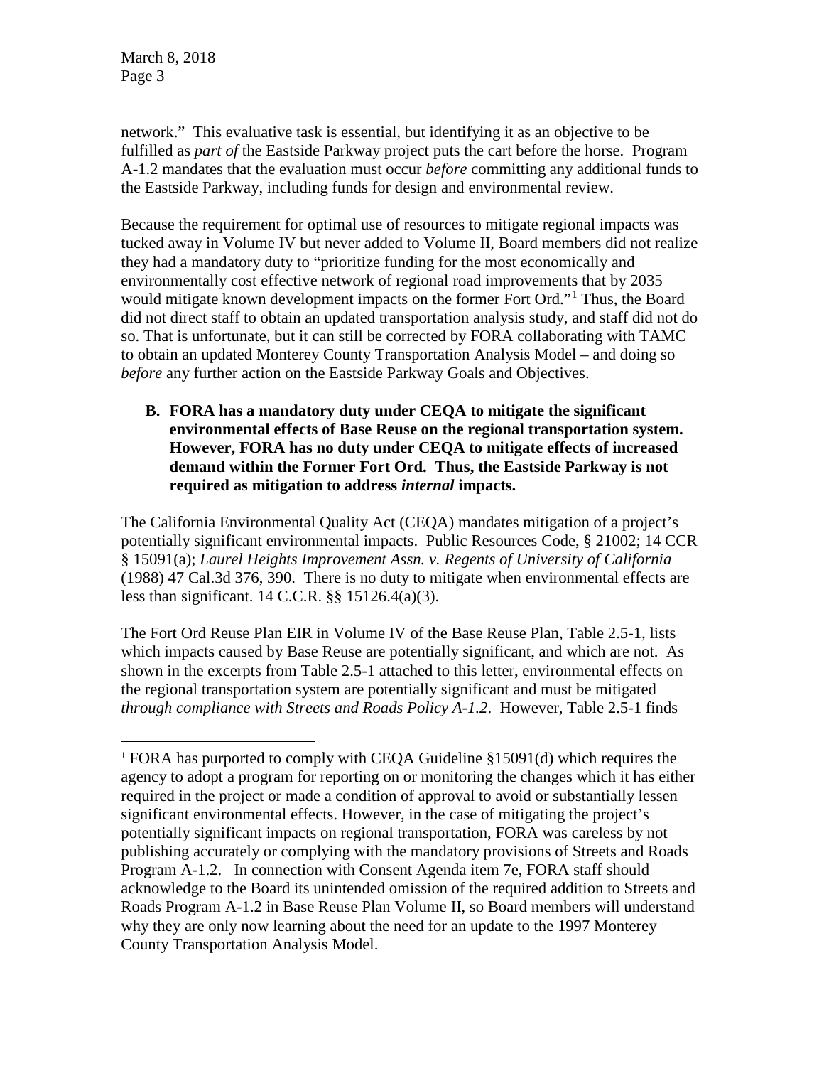network." This evaluative task is essential, but identifying it as an objective to be fulfilled as *part of* the Eastside Parkway project puts the cart before the horse. Program A-1.2 mandates that the evaluation must occur *before* committing any additional funds to the Eastside Parkway, including funds for design and environmental review.

Because the requirement for optimal use of resources to mitigate regional impacts was tucked away in Volume IV but never added to Volume II, Board members did not realize they had a mandatory duty to "prioritize funding for the most economically and environmentally cost effective network of regional road improvements that by 2035 would mitigate known development impacts on the former Fort Ord."[1] Thus, the Board did not direct staff to obtain an updated transportation analysis study, and staff did not do so. That is unfortunate, but it can still be corrected by FORA collaborating with TAMC to obtain an updated Monterey County Transportation Analysis Model – and doing so *before* any further action on the Eastside Parkway Goals and Objectives.

**B. FORA has a mandatory duty under CEQA to mitigate the significant environmental effects of Base Reuse on the regional transportation system. However, FORA has no duty under CEQA to mitigate effects of increased demand within the Former Fort Ord. Thus, the Eastside Parkway is not required as mitigation to address *internal* impacts.**

The California Environmental Quality Act (CEQA) mandates mitigation of a project's potentially significant environmental impacts. Public Resources Code, § 21002; 14 CCR § 15091(a); *Laurel Heights Improvement Assn. v. Regents of University of California* (1988) 47 Cal.3d 376, 390. There is no duty to mitigate when environmental effects are less than significant. 14 C.C.R. §§ 15126.4(a)(3).

The Fort Ord Reuse Plan EIR in Volume IV of the Base Reuse Plan, Table 2.5-1, lists which impacts caused by Base Reuse are potentially significant, and which are not. As shown in the excerpts from Table 2.5-1 attached to this letter, environmental effects on the regional transportation system are potentially significant and must be mitigated *through compliance with Streets and Roads Policy A-1.2*. However, Table 2.5-1 finds

---

[1] FORA has purported to comply with CEQA Guideline §15091(d) which requires the agency to adopt a program for reporting on or monitoring the changes which it has either required in the project or made a condition of approval to avoid or substantially lessen significant environmental effects. However, in the case of mitigating the project's potentially significant impacts on regional transportation, FORA was careless by not publishing accurately or complying with the mandatory provisions of Streets and Roads Program A-1.2. In connection with Consent Agenda item 7e, FORA staff should acknowledge to the Board its unintended omission of the required addition to Streets and Roads Program A-1.2 in Base Reuse Plan Volume II, so Board members will understand why they are only now learning about the need for an update to the 1997 Monterey County Transportation Analysis Model.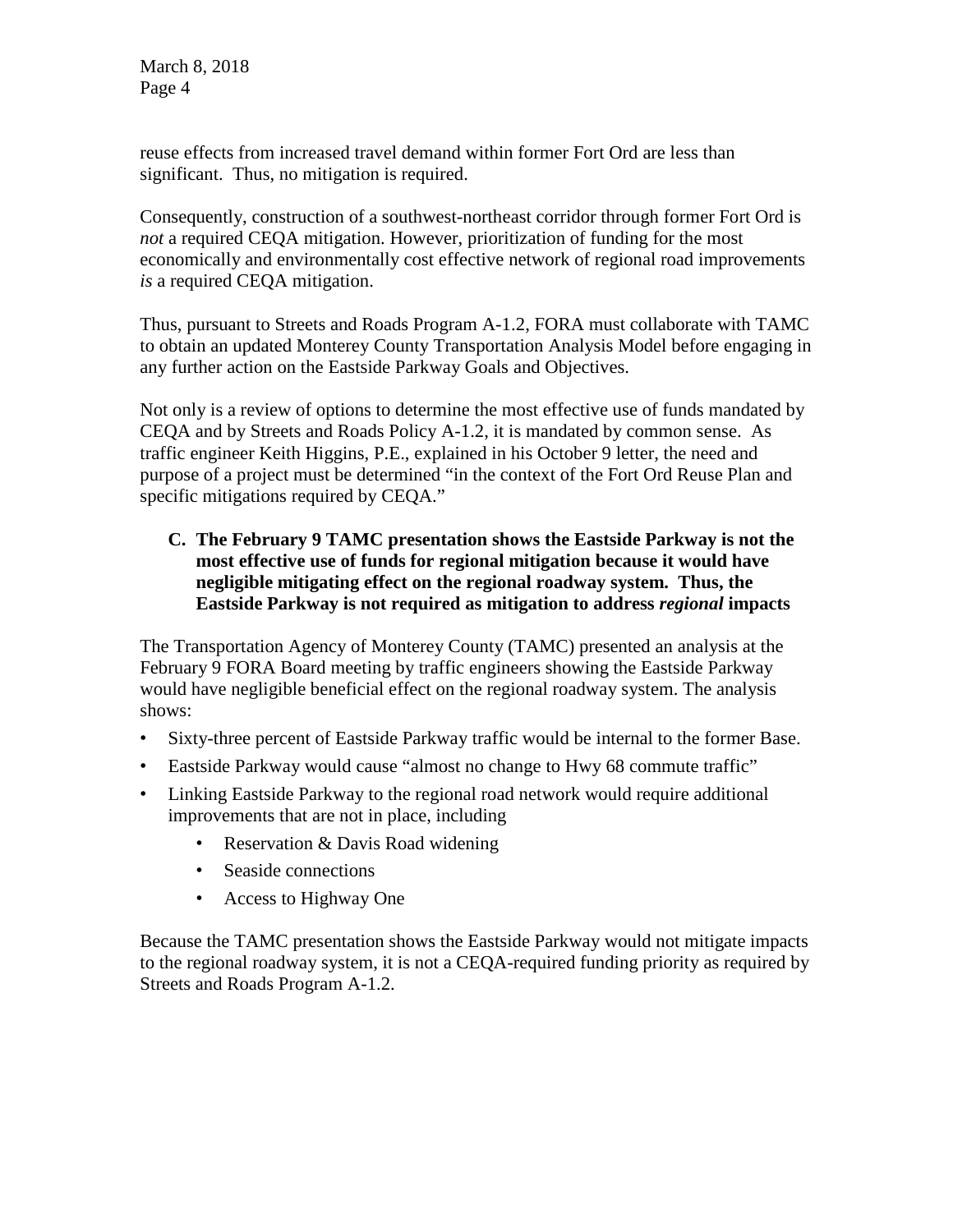reuse effects from increased travel demand within former Fort Ord are less than significant. Thus, no mitigation is required.

Consequently, construction of a southwest-northeast corridor through former Fort Ord is *not* a required CEQA mitigation. However, prioritization of funding for the most economically and environmentally cost effective network of regional road improvements *is* a required CEQA mitigation.

Thus, pursuant to Streets and Roads Program A-1.2, FORA must collaborate with TAMC to obtain an updated Monterey County Transportation Analysis Model before engaging in any further action on the Eastside Parkway Goals and Objectives.

Not only is a review of options to determine the most effective use of funds mandated by CEQA and by Streets and Roads Policy A-1.2, it is mandated by common sense. As traffic engineer Keith Higgins, P.E., explained in his October 9 letter, the need and purpose of a project must be determined "in the context of the Fort Ord Reuse Plan and specific mitigations required by CEQA."

**C. The February 9 TAMC presentation shows the Eastside Parkway is not the most effective use of funds for regional mitigation because it would have negligible mitigating effect on the regional roadway system. Thus, the Eastside Parkway is not required as mitigation to address *regional* impacts**

The Transportation Agency of Monterey County (TAMC) presented an analysis at the February 9 FORA Board meeting by traffic engineers showing the Eastside Parkway would have negligible beneficial effect on the regional roadway system. The analysis shows:

- Sixty-three percent of Eastside Parkway traffic would be internal to the former Base.
- Eastside Parkway would cause "almost no change to Hwy 68 commute traffic"
- Linking Eastside Parkway to the regional road network would require additional improvements that are not in place, including
  - Reservation & Davis Road widening
  - Seaside connections
  - Access to Highway One

Because the TAMC presentation shows the Eastside Parkway would not mitigate impacts to the regional roadway system, it is not a CEQA-required funding priority as required by Streets and Roads Program A-1.2.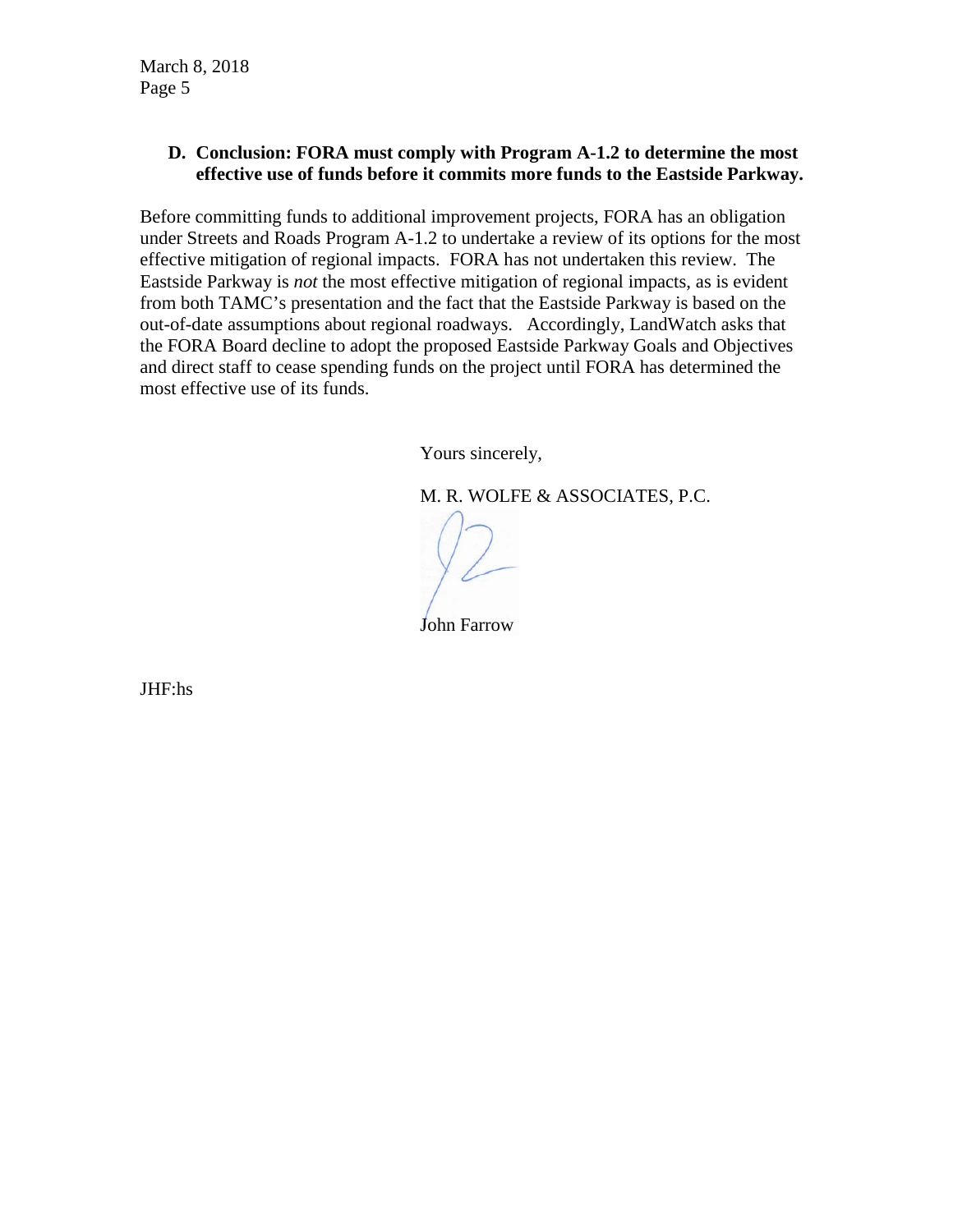**D. Conclusion: FORA must comply with Program A-1.2 to determine the most effective use of funds before it commits more funds to the Eastside Parkway.**

Before committing funds to additional improvement projects, FORA has an obligation under Streets and Roads Program A-1.2 to undertake a review of its options for the most effective mitigation of regional impacts. FORA has not undertaken this review. The Eastside Parkway is *not* the most effective mitigation of regional impacts, as is evident from both TAMC's presentation and the fact that the Eastside Parkway is based on the out-of-date assumptions about regional roadways. Accordingly, LandWatch asks that the FORA Board decline to adopt the proposed Eastside Parkway Goals and Objectives and direct staff to cease spending funds on the project until FORA has determined the most effective use of its funds.

Yours sincerely,

M. R. WOLFE & ASSOCIATES, P.C.

John Farrow

JHF:hs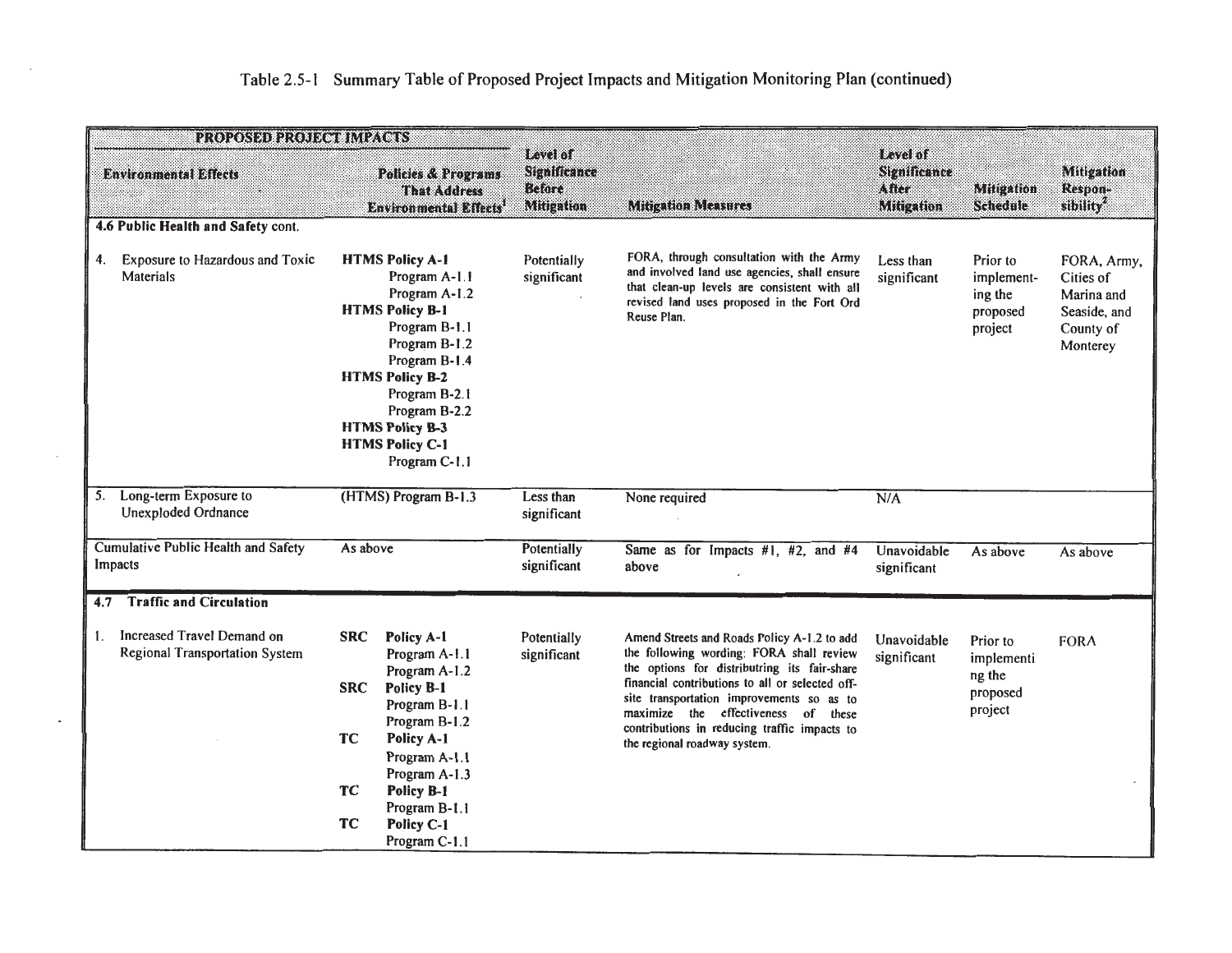Table 2.5-1 Summary Table of Proposed Project Impacts and Mitigation Monitoring Plan (continued)

| PROPOSED PROJECT IMPACTS | | | | | | |
|---|---|---|---|---|---|---|
| **Environmental Effects** | **Policies & Programs That Address Environmental Effects**[1] | **Level of Significance Before Mitigation** | **Mitigation Measures** | **Level of Significance After Mitigation** | **Mitigation Schedule** | **Mitigation Responsibility**[2] |
| **4.6 Public Health and Safety cont.** | | | | | | |
| 4. Exposure to Hazardous and Toxic Materials | **HTMS Policy A-1** Program A-1.1 Program A-1.2 **HTMS Policy B-1** Program B-1.1 Program B-1.2 Program B-1.4 **HTMS Policy B-2** Program B-2.1 Program B-2.2 **HTMS Policy B-3** **HTMS Policy C-1** Program C-1.1 | Potentially significant | FORA, through consultation with the Army and involved land use agencies, shall ensure that clean-up levels are consistent with all revised land uses proposed in the Fort Ord Reuse Plan. | Less than significant | Prior to implementing the proposed project | FORA, Army, Cities of Marina and Seaside, and County of Monterey |
| 5. Long-term Exposure to Unexploded Ordnance | (HTMS) Program B-1.3 | Less than significant | None required | N/A | | |
| Cumulative Public Health and Safety Impacts | As above | Potentially significant | Same as for Impacts #1, #2, and #4 above | Unavoidable significant | As above | As above |
| **4.7 Traffic and Circulation** | | | | | | |
| 1. Increased Travel Demand on Regional Transportation System | **SRC Policy A-1** Program A-1.1 Program A-1.2 **SRC Policy B-1** Program B-1.1 Program B-1.2 **TC Policy A-1** Program A-1.1 Program A-1.3 **TC Policy B-1** Program B-1.1 **TC Policy C-1** Program C-1.1 | Potentially significant | Amend Streets and Roads Policy A-1.2 to add the following wording: FORA shall review the options for distributring its fair-share financial contributions to all or selected off-site transportation improvements so as to maximize the effectiveness of these contributions in reducing traffic impacts to the regional roadway system. | Unavoidable significant | Prior to implementing the proposed project | FORA |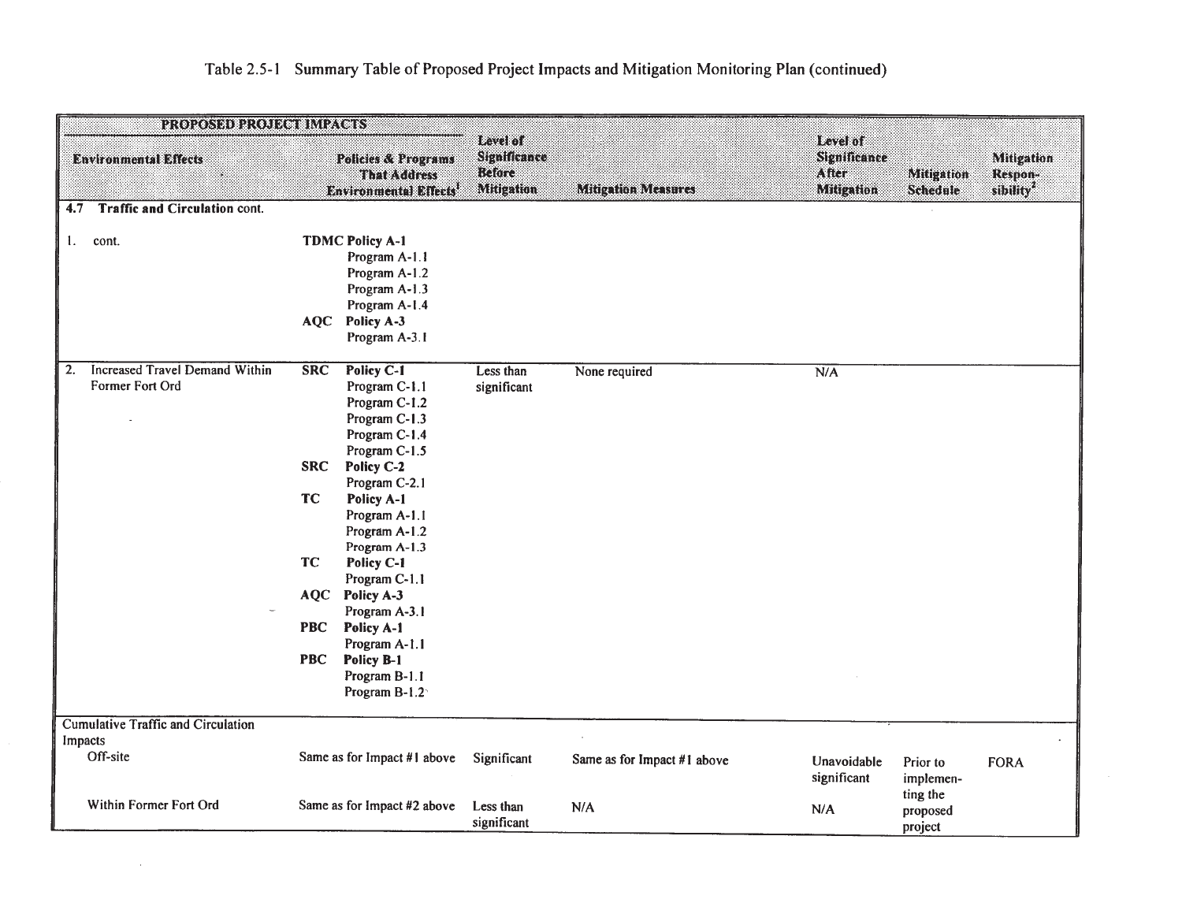Table 2.5-1 Summary Table of Proposed Project Impacts and Mitigation Monitoring Plan (continued)

| PROPOSED PROJECT IMPACTS | | | | | | |
|---|---|---|---|---|---|---|
| **Environmental Effects** | **Policies & Programs That Address Environmental Effects**[1] | **Level of Significance Before Mitigation** | **Mitigation Measures** | **Level of Significance After Mitigation** | **Mitigation Schedule** | **Mitigation Responsibility**[2] |
| **4.7 Traffic and Circulation** cont. | | | | | | |
| 1. cont. | **TDMC Policy A-1**<br>Program A-1.1<br>Program A-1.2<br>Program A-1.3<br>Program A-1.4<br>**AQC Policy A-3**<br>Program A-3.1 | | | | | |
| 2. Increased Travel Demand Within Former Fort Ord | **SRC Policy C-1**<br>Program C-1.1<br>Program C-1.2<br>Program C-1.3<br>Program C-1.4<br>Program C-1.5<br>**SRC Policy C-2**<br>Program C-2.1<br>**TC Policy A-1**<br>Program A-1.1<br>Program A-1.2<br>Program A-1.3<br>**TC Policy C-1**<br>Program C-1.1<br>**AQC Policy A-3**<br>Program A-3.1<br>**PBC Policy A-1**<br>Program A-1.1<br>**PBC Policy B-1**<br>Program B-1.1<br>Program B-1.2 | Less than significant | None required | N/A | | |
| Cumulative Traffic and Circulation Impacts | | | | | | |
| Off-site | Same as for Impact #1 above | Significant | Same as for Impact #1 above | Unavoidable significant | Prior to implementing the proposed project | FORA |
| Within Former Fort Ord | Same as for Impact #2 above | Less than significant | N/A | N/A | | |